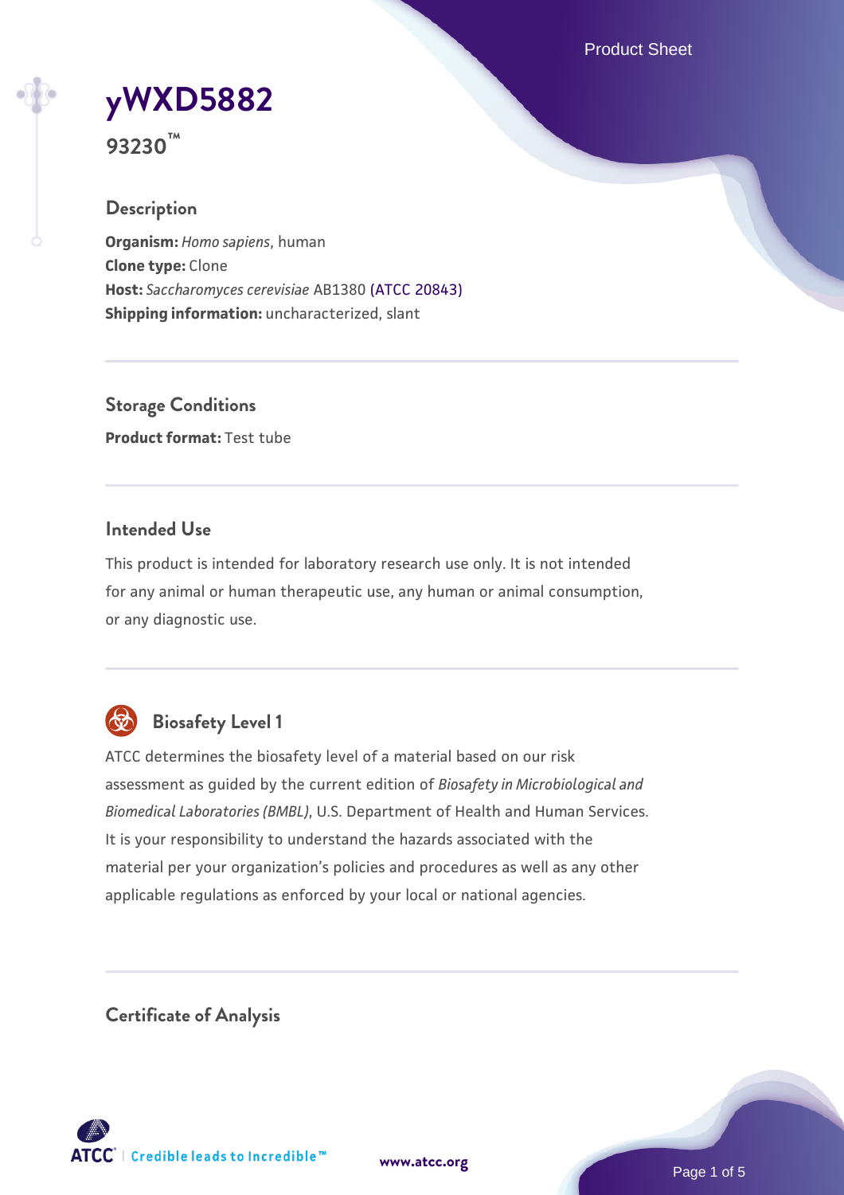# yWXD5882

**93230™**

## Description

**Organism:** *Homo sapiens*, human
**Clone type:** Clone
**Host:** *Saccharomyces cerevisiae* AB1380 (ATCC 20843)
**Shipping information:** uncharacterized, slant

## Storage Conditions

**Product format:** Test tube

## Intended Use

This product is intended for laboratory research use only. It is not intended for any animal or human therapeutic use, any human or animal consumption, or any diagnostic use.

## Biosafety Level 1

ATCC determines the biosafety level of a material based on our risk assessment as guided by the current edition of *Biosafety in Microbiological and Biomedical Laboratories (BMBL)*, U.S. Department of Health and Human Services. It is your responsibility to understand the hazards associated with the material per your organization's policies and procedures as well as any other applicable regulations as enforced by your local or national agencies.

## Certificate of Analysis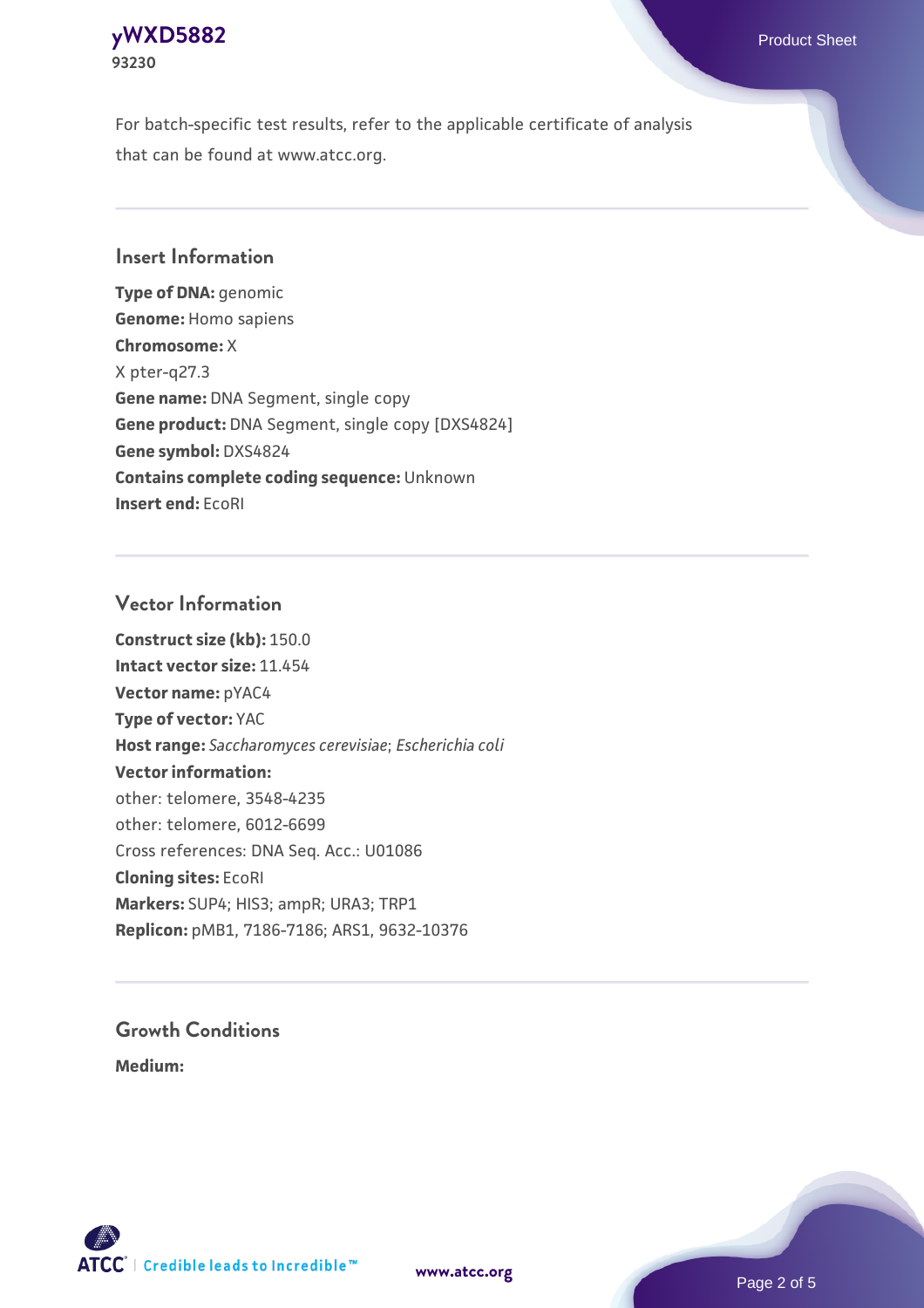For batch-specific test results, refer to the applicable certificate of analysis that can be found at www.atcc.org.

## Insert Information

**Type of DNA:** genomic
**Genome:** Homo sapiens
**Chromosome:** X
X pter-q27.3
**Gene name:** DNA Segment, single copy
**Gene product:** DNA Segment, single copy [DXS4824]
**Gene symbol:** DXS4824
**Contains complete coding sequence:** Unknown
**Insert end:** EcoRI

## Vector Information

**Construct size (kb):** 150.0
**Intact vector size:** 11.454
**Vector name:** pYAC4
**Type of vector:** YAC
**Host range:** *Saccharomyces cerevisiae*; *Escherichia coli*
**Vector information:**
other: telomere, 3548-4235
other: telomere, 6012-6699
Cross references: DNA Seq. Acc.: U01086
**Cloning sites:** EcoRI
**Markers:** SUP4; HIS3; ampR; URA3; TRP1
**Replicon:** pMB1, 7186-7186; ARS1, 9632-10376

## Growth Conditions

**Medium:**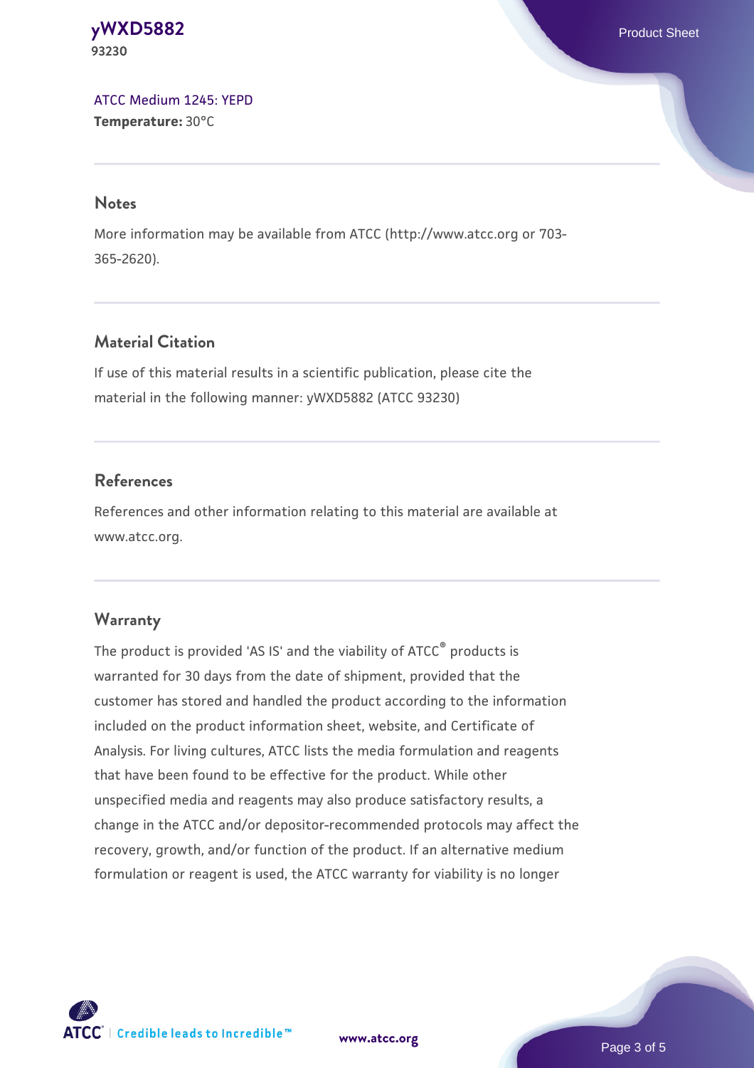ATCC Medium 1245: YEPD
**Temperature:** 30°C

## Notes

More information may be available from ATCC (http://www.atcc.org or 703-365-2620).

## Material Citation

If use of this material results in a scientific publication, please cite the material in the following manner: yWXD5882 (ATCC 93230)

## References

References and other information relating to this material are available at www.atcc.org.

## Warranty

The product is provided 'AS IS' and the viability of ATCC® products is warranted for 30 days from the date of shipment, provided that the customer has stored and handled the product according to the information included on the product information sheet, website, and Certificate of Analysis. For living cultures, ATCC lists the media formulation and reagents that have been found to be effective for the product. While other unspecified media and reagents may also produce satisfactory results, a change in the ATCC and/or depositor-recommended protocols may affect the recovery, growth, and/or function of the product. If an alternative medium formulation or reagent is used, the ATCC warranty for viability is no longer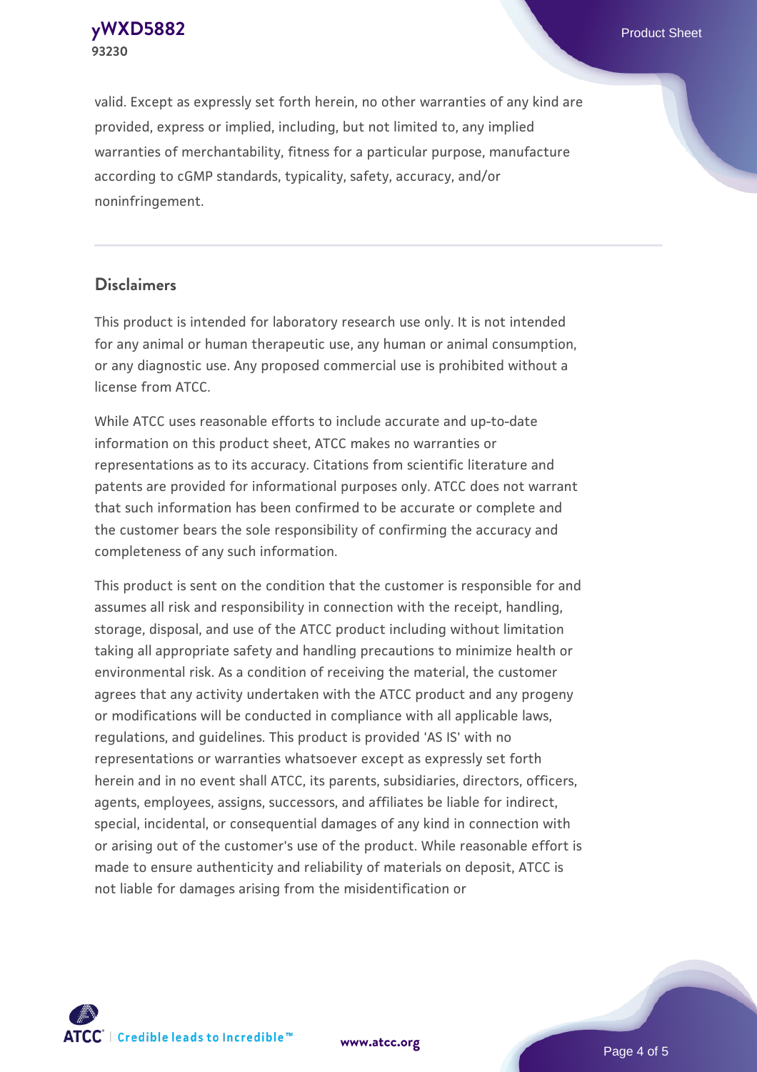valid. Except as expressly set forth herein, no other warranties of any kind are provided, express or implied, including, but not limited to, any implied warranties of merchantability, fitness for a particular purpose, manufacture according to cGMP standards, typicality, safety, accuracy, and/or noninfringement.

## Disclaimers

This product is intended for laboratory research use only. It is not intended for any animal or human therapeutic use, any human or animal consumption, or any diagnostic use. Any proposed commercial use is prohibited without a license from ATCC.

While ATCC uses reasonable efforts to include accurate and up-to-date information on this product sheet, ATCC makes no warranties or representations as to its accuracy. Citations from scientific literature and patents are provided for informational purposes only. ATCC does not warrant that such information has been confirmed to be accurate or complete and the customer bears the sole responsibility of confirming the accuracy and completeness of any such information.

This product is sent on the condition that the customer is responsible for and assumes all risk and responsibility in connection with the receipt, handling, storage, disposal, and use of the ATCC product including without limitation taking all appropriate safety and handling precautions to minimize health or environmental risk. As a condition of receiving the material, the customer agrees that any activity undertaken with the ATCC product and any progeny or modifications will be conducted in compliance with all applicable laws, regulations, and guidelines. This product is provided 'AS IS' with no representations or warranties whatsoever except as expressly set forth herein and in no event shall ATCC, its parents, subsidiaries, directors, officers, agents, employees, assigns, successors, and affiliates be liable for indirect, special, incidental, or consequential damages of any kind in connection with or arising out of the customer's use of the product. While reasonable effort is made to ensure authenticity and reliability of materials on deposit, ATCC is not liable for damages arising from the misidentification or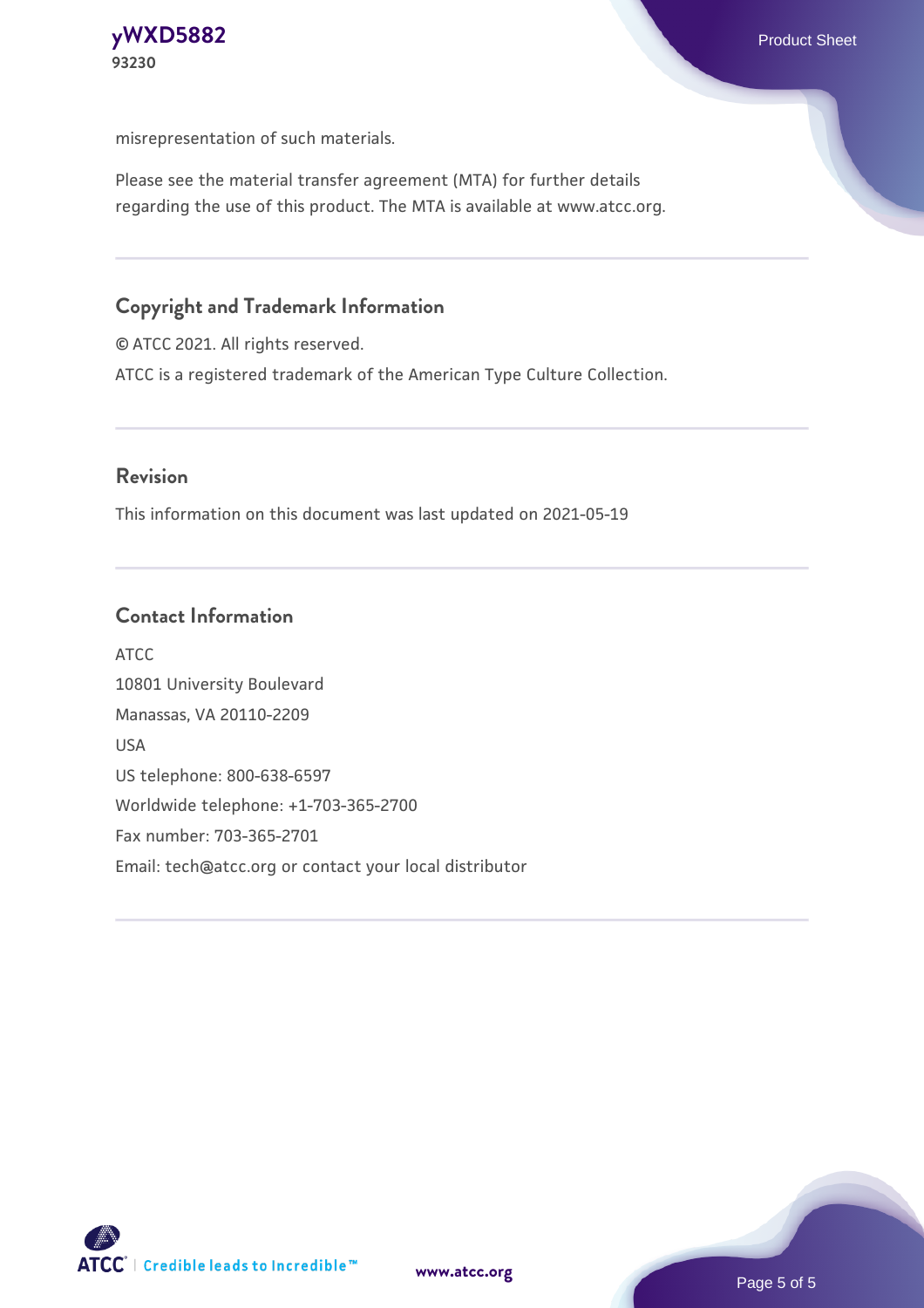misrepresentation of such materials.

Please see the material transfer agreement (MTA) for further details regarding the use of this product. The MTA is available at www.atcc.org.

## Copyright and Trademark Information

© ATCC 2021. All rights reserved.

ATCC is a registered trademark of the American Type Culture Collection.

## Revision

This information on this document was last updated on 2021-05-19

## Contact Information

ATCC
10801 University Boulevard
Manassas, VA 20110-2209
USA
US telephone: 800-638-6597
Worldwide telephone: +1-703-365-2700
Fax number: 703-365-2701
Email: tech@atcc.org or contact your local distributor